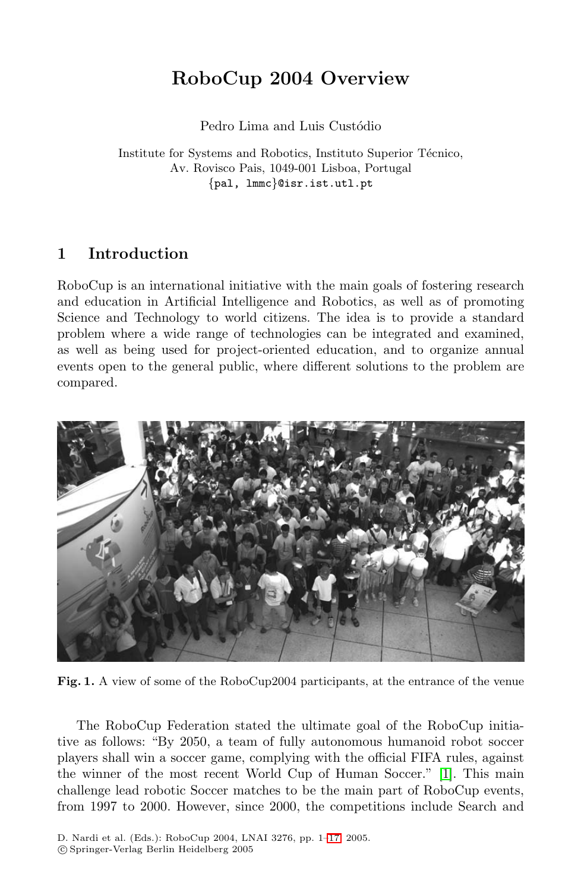# RoboCup 2004 Overview

Pedro Lima and Luis Custódio

Institute for Systems and Robotics, Instituto Superior Técnico,
Av. Rovisco Pais, 1049-001 Lisboa, Portugal
{pal, lmmc}@isr.ist.utl.pt

## 1 Introduction

RoboCup is an international initiative with the main goals of fostering research and education in Artificial Intelligence and Robotics, as well as of promoting Science and Technology to world citizens. The idea is to provide a standard problem where a wide range of technologies can be integrated and examined, as well as being used for project-oriented education, and to organize annual events open to the general public, where different solutions to the problem are compared.

**Fig. 1.** A view of some of the RoboCup2004 participants, at the entrance of the venue

The RoboCup Federation stated the ultimate goal of the RoboCup initiative as follows: "By 2050, a team of fully autonomous humanoid robot soccer players shall win a soccer game, complying with the official FIFA rules, against the winner of the most recent World Cup of Human Soccer." [1]. This main challenge lead robotic Soccer matches to be the main part of RoboCup events, from 1997 to 2000. However, since 2000, the competitions include Search and

D. Nardi et al. (Eds.): RoboCup 2004, LNAI 3276, pp. 1–17, 2005.
© Springer-Verlag Berlin Heidelberg 2005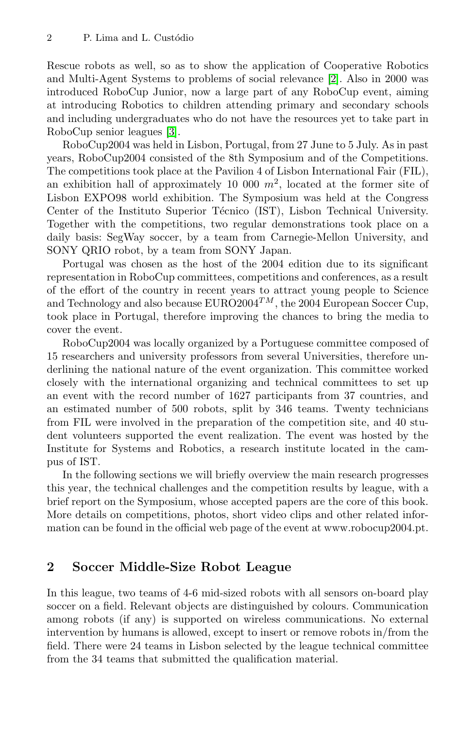Rescue robots as well, so as to show the application of Cooperative Robotics and Multi-Agent Systems to problems of social relevance [2]. Also in 2000 was introduced RoboCup Junior, now a large part of any RoboCup event, aiming at introducing Robotics to children attending primary and secondary schools and including undergraduates who do not have the resources yet to take part in RoboCup senior leagues [3].

RoboCup2004 was held in Lisbon, Portugal, from 27 June to 5 July. As in past years, RoboCup2004 consisted of the 8th Symposium and of the Competitions. The competitions took place at the Pavilion 4 of Lisbon International Fair (FIL), an exhibition hall of approximately 10 000 $m^2$, located at the former site of Lisbon EXPO98 world exhibition. The Symposium was held at the Congress Center of the Instituto Superior Técnico (IST), Lisbon Technical University. Together with the competitions, two regular demonstrations took place on a daily basis: SegWay soccer, by a team from Carnegie-Mellon University, and SONY QRIO robot, by a team from SONY Japan.

Portugal was chosen as the host of the 2004 edition due to its significant representation in RoboCup committees, competitions and conferences, as a result of the effort of the country in recent years to attract young people to Science and Technology and also because EURO2004$^{TM}$, the 2004 European Soccer Cup, took place in Portugal, therefore improving the chances to bring the media to cover the event.

RoboCup2004 was locally organized by a Portuguese committee composed of 15 researchers and university professors from several Universities, therefore underlining the national nature of the event organization. This committee worked closely with the international organizing and technical committees to set up an event with the record number of 1627 participants from 37 countries, and an estimated number of 500 robots, split by 346 teams. Twenty technicians from FIL were involved in the preparation of the competition site, and 40 student volunteers supported the event realization. The event was hosted by the Institute for Systems and Robotics, a research institute located in the campus of IST.

In the following sections we will briefly overview the main research progresses this year, the technical challenges and the competition results by league, with a brief report on the Symposium, whose accepted papers are the core of this book. More details on competitions, photos, short video clips and other related information can be found in the official web page of the event at www.robocup2004.pt.

## 2 Soccer Middle-Size Robot League

In this league, two teams of 4-6 mid-sized robots with all sensors on-board play soccer on a field. Relevant objects are distinguished by colours. Communication among robots (if any) is supported on wireless communications. No external intervention by humans is allowed, except to insert or remove robots in/from the field. There were 24 teams in Lisbon selected by the league technical committee from the 34 teams that submitted the qualification material.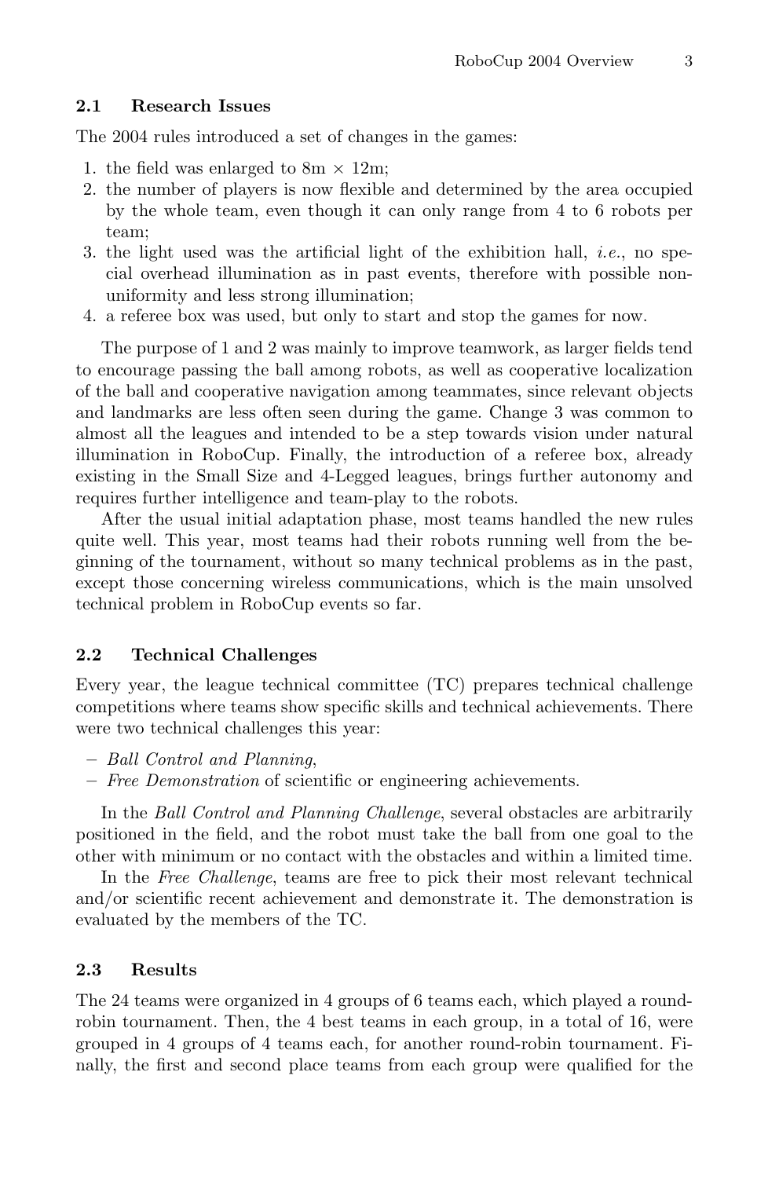### 2.1 Research Issues

The 2004 rules introduced a set of changes in the games:

1. the field was enlarged to 8m × 12m;
2. the number of players is now flexible and determined by the area occupied by the whole team, even though it can only range from 4 to 6 robots per team;
3. the light used was the artificial light of the exhibition hall, *i.e.*, no special overhead illumination as in past events, therefore with possible non-uniformity and less strong illumination;
4. a referee box was used, but only to start and stop the games for now.

The purpose of 1 and 2 was mainly to improve teamwork, as larger fields tend to encourage passing the ball among robots, as well as cooperative localization of the ball and cooperative navigation among teammates, since relevant objects and landmarks are less often seen during the game. Change 3 was common to almost all the leagues and intended to be a step towards vision under natural illumination in RoboCup. Finally, the introduction of a referee box, already existing in the Small Size and 4-Legged leagues, brings further autonomy and requires further intelligence and team-play to the robots.

After the usual initial adaptation phase, most teams handled the new rules quite well. This year, most teams had their robots running well from the beginning of the tournament, without so many technical problems as in the past, except those concerning wireless communications, which is the main unsolved technical problem in RoboCup events so far.

### 2.2 Technical Challenges

Every year, the league technical committee (TC) prepares technical challenge competitions where teams show specific skills and technical achievements. There were two technical challenges this year:

- *Ball Control and Planning*,
- *Free Demonstration* of scientific or engineering achievements.

In the *Ball Control and Planning Challenge*, several obstacles are arbitrarily positioned in the field, and the robot must take the ball from one goal to the other with minimum or no contact with the obstacles and within a limited time.

In the *Free Challenge*, teams are free to pick their most relevant technical and/or scientific recent achievement and demonstrate it. The demonstration is evaluated by the members of the TC.

### 2.3 Results

The 24 teams were organized in 4 groups of 6 teams each, which played a round-robin tournament. Then, the 4 best teams in each group, in a total of 16, were grouped in 4 groups of 4 teams each, for another round-robin tournament. Finally, the first and second place teams from each group were qualified for the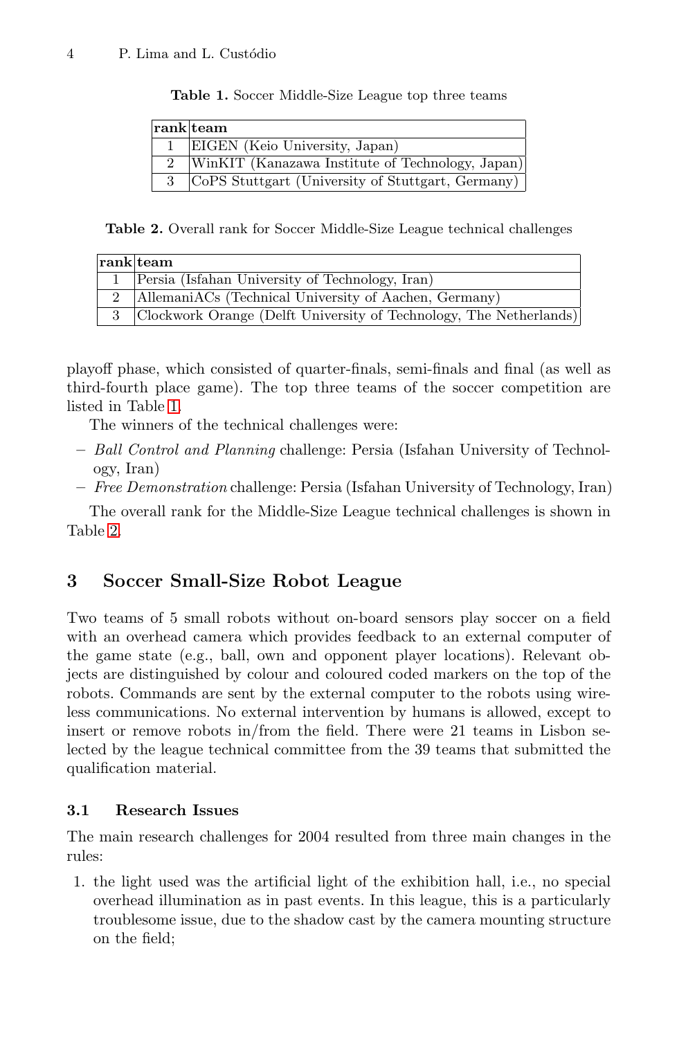**Table 1.** Soccer Middle-Size League top three teams

| rank | team |
|---|---|
| 1 | EIGEN (Keio University, Japan) |
| 2 | WinKIT (Kanazawa Institute of Technology, Japan) |
| 3 | CoPS Stuttgart (University of Stuttgart, Germany) |

**Table 2.** Overall rank for Soccer Middle-Size League technical challenges

| rank | team |
|---|---|
| 1 | Persia (Isfahan University of Technology, Iran) |
| 2 | AllemaniACs (Technical University of Aachen, Germany) |
| 3 | Clockwork Orange (Delft University of Technology, The Netherlands) |

playoff phase, which consisted of quarter-finals, semi-finals and final (as well as third-fourth place game). The top three teams of the soccer competition are listed in Table 1.

The winners of the technical challenges were:

- *Ball Control and Planning* challenge: Persia (Isfahan University of Technology, Iran)
- *Free Demonstration* challenge: Persia (Isfahan University of Technology, Iran)

The overall rank for the Middle-Size League technical challenges is shown in Table 2.

## 3 Soccer Small-Size Robot League

Two teams of 5 small robots without on-board sensors play soccer on a field with an overhead camera which provides feedback to an external computer of the game state (e.g., ball, own and opponent player locations). Relevant objects are distinguished by colour and coloured coded markers on the top of the robots. Commands are sent by the external computer to the robots using wireless communications. No external intervention by humans is allowed, except to insert or remove robots in/from the field. There were 21 teams in Lisbon selected by the league technical committee from the 39 teams that submitted the qualification material.

### 3.1 Research Issues

The main research challenges for 2004 resulted from three main changes in the rules:

1. the light used was the artificial light of the exhibition hall, i.e., no special overhead illumination as in past events. In this league, this is a particularly troublesome issue, due to the shadow cast by the camera mounting structure on the field;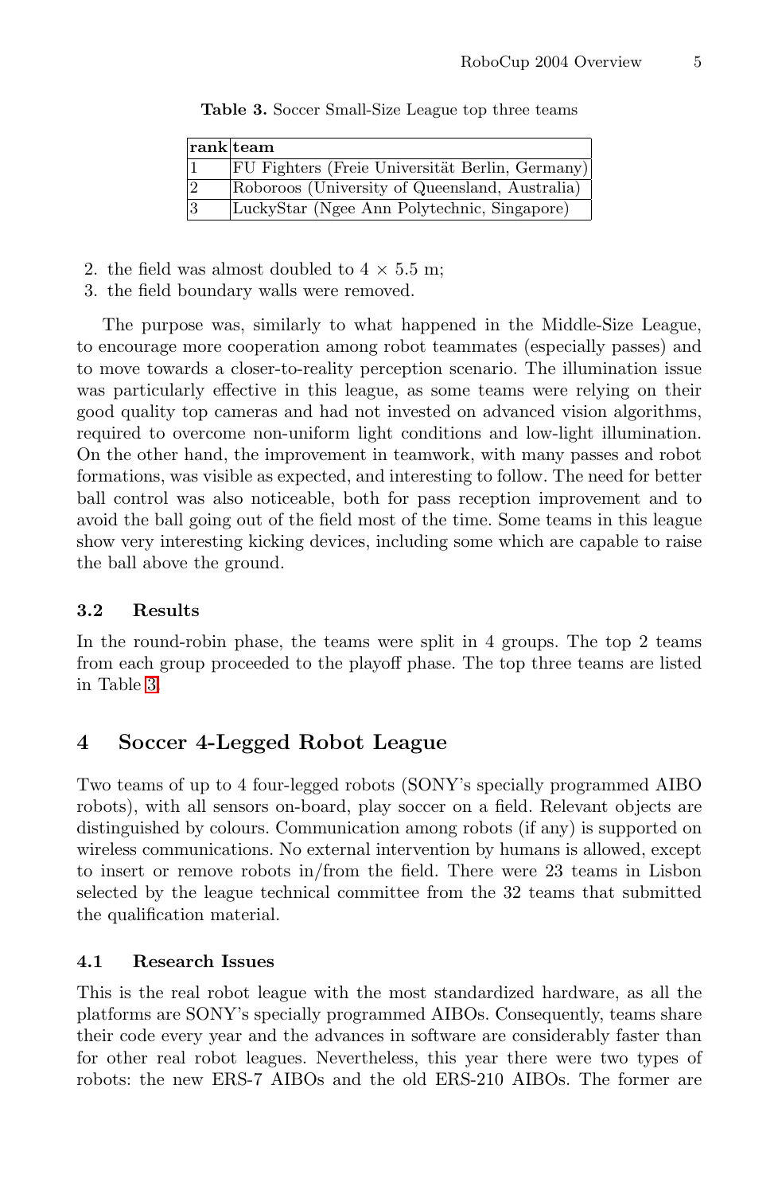**Table 3.** Soccer Small-Size League top three teams

| rank | team |
| --- | --- |
| 1 | FU Fighters (Freie Universität Berlin, Germany) |
| 2 | Roboroos (University of Queensland, Australia) |
| 3 | LuckyStar (Ngee Ann Polytechnic, Singapore) |

2. the field was almost doubled to 4 × 5.5 m;
3. the field boundary walls were removed.

The purpose was, similarly to what happened in the Middle-Size League, to encourage more cooperation among robot teammates (especially passes) and to move towards a closer-to-reality perception scenario. The illumination issue was particularly effective in this league, as some teams were relying on their good quality top cameras and had not invested on advanced vision algorithms, required to overcome non-uniform light conditions and low-light illumination. On the other hand, the improvement in teamwork, with many passes and robot formations, was visible as expected, and interesting to follow. The need for better ball control was also noticeable, both for pass reception improvement and to avoid the ball going out of the field most of the time. Some teams in this league show very interesting kicking devices, including some which are capable to raise the ball above the ground.

### 3.2 Results

In the round-robin phase, the teams were split in 4 groups. The top 2 teams from each group proceeded to the playoff phase. The top three teams are listed in Table 3.

## 4 Soccer 4-Legged Robot League

Two teams of up to 4 four-legged robots (SONY's specially programmed AIBO robots), with all sensors on-board, play soccer on a field. Relevant objects are distinguished by colours. Communication among robots (if any) is supported on wireless communications. No external intervention by humans is allowed, except to insert or remove robots in/from the field. There were 23 teams in Lisbon selected by the league technical committee from the 32 teams that submitted the qualification material.

### 4.1 Research Issues

This is the real robot league with the most standardized hardware, as all the platforms are SONY's specially programmed AIBOs. Consequently, teams share their code every year and the advances in software are considerably faster than for other real robot leagues. Nevertheless, this year there were two types of robots: the new ERS-7 AIBOs and the old ERS-210 AIBOs. The former are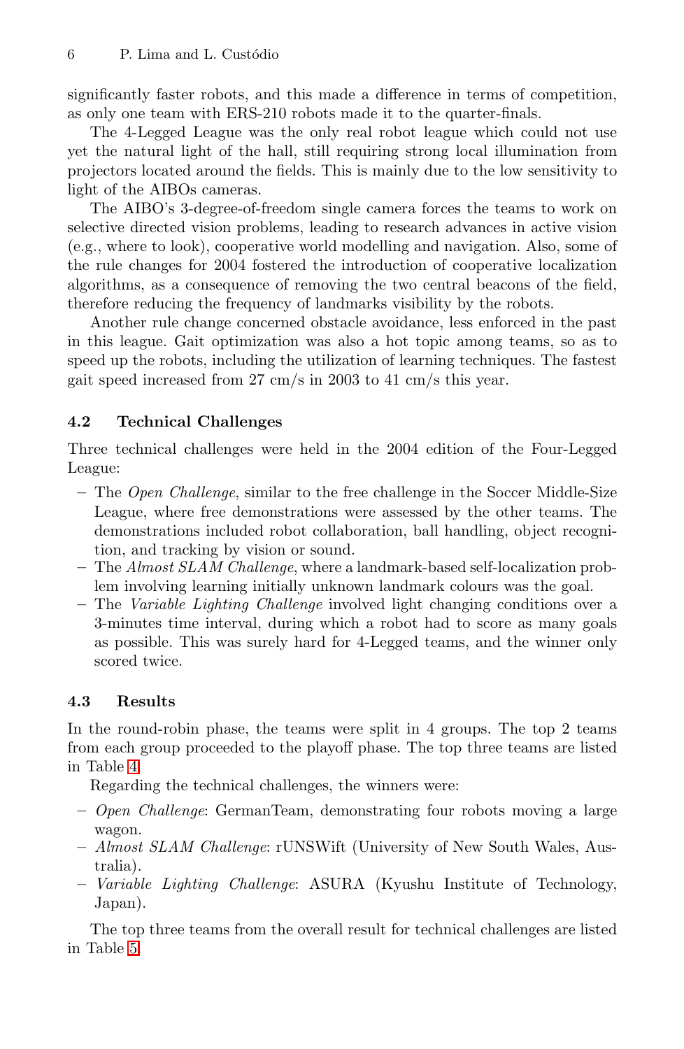significantly faster robots, and this made a difference in terms of competition, as only one team with ERS-210 robots made it to the quarter-finals.

The 4-Legged League was the only real robot league which could not use yet the natural light of the hall, still requiring strong local illumination from projectors located around the fields. This is mainly due to the low sensitivity to light of the AIBOs cameras.

The AIBO's 3-degree-of-freedom single camera forces the teams to work on selective directed vision problems, leading to research advances in active vision (e.g., where to look), cooperative world modelling and navigation. Also, some of the rule changes for 2004 fostered the introduction of cooperative localization algorithms, as a consequence of removing the two central beacons of the field, therefore reducing the frequency of landmarks visibility by the robots.

Another rule change concerned obstacle avoidance, less enforced in the past in this league. Gait optimization was also a hot topic among teams, so as to speed up the robots, including the utilization of learning techniques. The fastest gait speed increased from 27 cm/s in 2003 to 41 cm/s this year.

### 4.2 Technical Challenges

Three technical challenges were held in the 2004 edition of the Four-Legged League:

- The *Open Challenge*, similar to the free challenge in the Soccer Middle-Size League, where free demonstrations were assessed by the other teams. The demonstrations included robot collaboration, ball handling, object recognition, and tracking by vision or sound.
- The *Almost SLAM Challenge*, where a landmark-based self-localization problem involving learning initially unknown landmark colours was the goal.
- The *Variable Lighting Challenge* involved light changing conditions over a 3-minutes time interval, during which a robot had to score as many goals as possible. This was surely hard for 4-Legged teams, and the winner only scored twice.

### 4.3 Results

In the round-robin phase, the teams were split in 4 groups. The top 2 teams from each group proceeded to the playoff phase. The top three teams are listed in Table 4.

Regarding the technical challenges, the winners were:

- *Open Challenge*: GermanTeam, demonstrating four robots moving a large wagon.
- *Almost SLAM Challenge*: rUNSWift (University of New South Wales, Australia).
- *Variable Lighting Challenge*: ASURA (Kyushu Institute of Technology, Japan).

The top three teams from the overall result for technical challenges are listed in Table 5.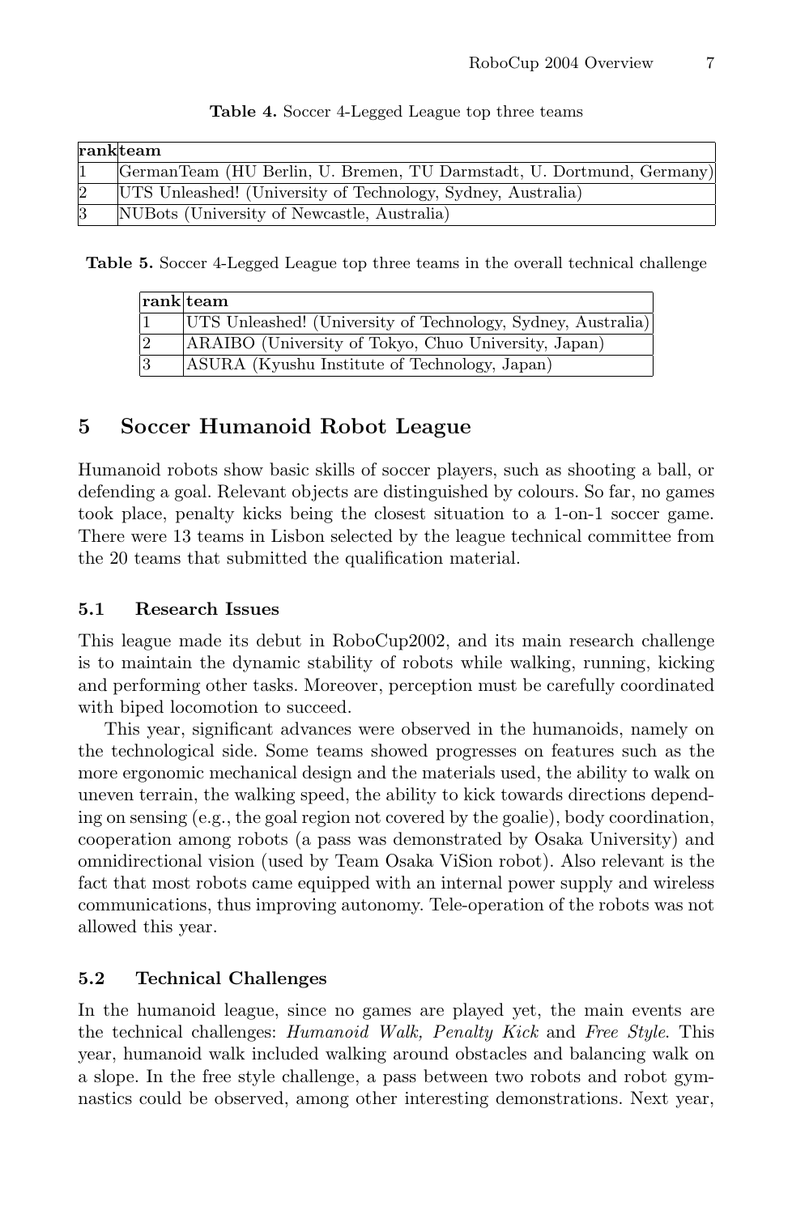**Table 4.** Soccer 4-Legged League top three teams

| rank | team |
|---|---|
| 1 | GermanTeam (HU Berlin, U. Bremen, TU Darmstadt, U. Dortmund, Germany) |
| 2 | UTS Unleashed! (University of Technology, Sydney, Australia) |
| 3 | NUBots (University of Newcastle, Australia) |

**Table 5.** Soccer 4-Legged League top three teams in the overall technical challenge

| rank | team |
|---|---|
| 1 | UTS Unleashed! (University of Technology, Sydney, Australia) |
| 2 | ARAIBO (University of Tokyo, Chuo University, Japan) |
| 3 | ASURA (Kyushu Institute of Technology, Japan) |

## 5 Soccer Humanoid Robot League

Humanoid robots show basic skills of soccer players, such as shooting a ball, or defending a goal. Relevant objects are distinguished by colours. So far, no games took place, penalty kicks being the closest situation to a 1-on-1 soccer game. There were 13 teams in Lisbon selected by the league technical committee from the 20 teams that submitted the qualification material.

### 5.1 Research Issues

This league made its debut in RoboCup2002, and its main research challenge is to maintain the dynamic stability of robots while walking, running, kicking and performing other tasks. Moreover, perception must be carefully coordinated with biped locomotion to succeed.

This year, significant advances were observed in the humanoids, namely on the technological side. Some teams showed progresses on features such as the more ergonomic mechanical design and the materials used, the ability to walk on uneven terrain, the walking speed, the ability to kick towards directions depending on sensing (e.g., the goal region not covered by the goalie), body coordination, cooperation among robots (a pass was demonstrated by Osaka University) and omnidirectional vision (used by Team Osaka ViSion robot). Also relevant is the fact that most robots came equipped with an internal power supply and wireless communications, thus improving autonomy. Tele-operation of the robots was not allowed this year.

### 5.2 Technical Challenges

In the humanoid league, since no games are played yet, the main events are the technical challenges: *Humanoid Walk, Penalty Kick* and *Free Style*. This year, humanoid walk included walking around obstacles and balancing walk on a slope. In the free style challenge, a pass between two robots and robot gymnastics could be observed, among other interesting demonstrations. Next year,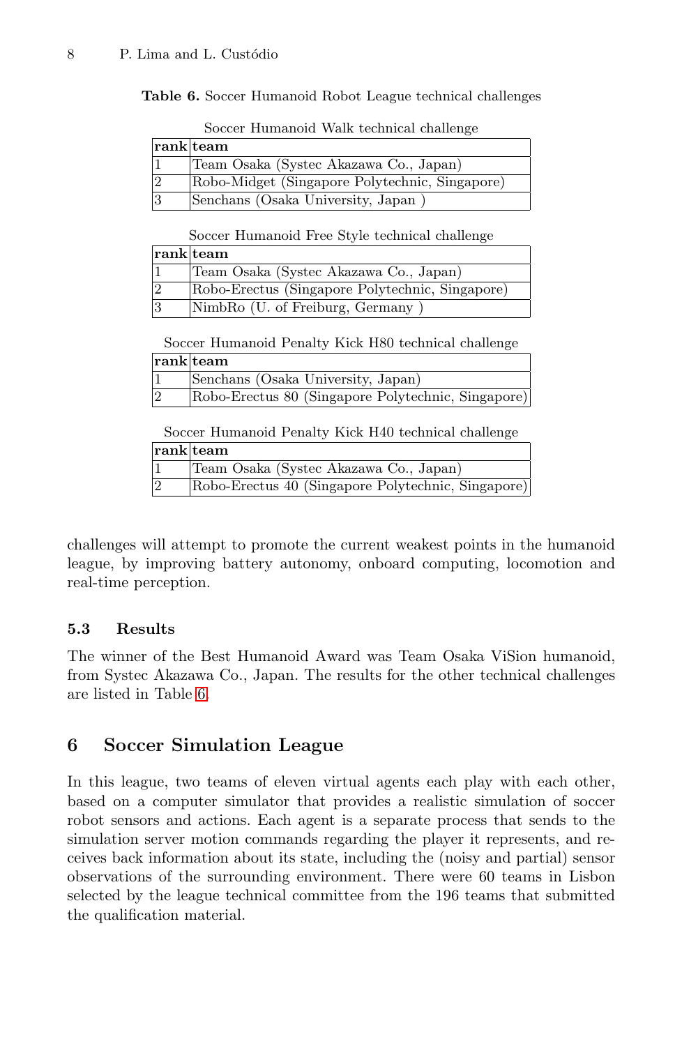**Table 6.** Soccer Humanoid Robot League technical challenges

Soccer Humanoid Walk technical challenge

| rank | team |
|---|---|
| 1 | Team Osaka (Systec Akazawa Co., Japan) |
| 2 | Robo-Midget (Singapore Polytechnic, Singapore) |
| 3 | Senchans (Osaka University, Japan ) |

Soccer Humanoid Free Style technical challenge

| rank | team |
|---|---|
| 1 | Team Osaka (Systec Akazawa Co., Japan) |
| 2 | Robo-Erectus (Singapore Polytechnic, Singapore) |
| 3 | NimbRo (U. of Freiburg, Germany ) |

Soccer Humanoid Penalty Kick H80 technical challenge

| rank | team |
|---|---|
| 1 | Senchans (Osaka University, Japan) |
| 2 | Robo-Erectus 80 (Singapore Polytechnic, Singapore) |

Soccer Humanoid Penalty Kick H40 technical challenge

| rank | team |
|---|---|
| 1 | Team Osaka (Systec Akazawa Co., Japan) |
| 2 | Robo-Erectus 40 (Singapore Polytechnic, Singapore) |

challenges will attempt to promote the current weakest points in the humanoid league, by improving battery autonomy, onboard computing, locomotion and real-time perception.

### 5.3 Results

The winner of the Best Humanoid Award was Team Osaka ViSion humanoid, from Systec Akazawa Co., Japan. The results for the other technical challenges are listed in Table 6.

## 6 Soccer Simulation League

In this league, two teams of eleven virtual agents each play with each other, based on a computer simulator that provides a realistic simulation of soccer robot sensors and actions. Each agent is a separate process that sends to the simulation server motion commands regarding the player it represents, and receives back information about its state, including the (noisy and partial) sensor observations of the surrounding environment. There were 60 teams in Lisbon selected by the league technical committee from the 196 teams that submitted the qualification material.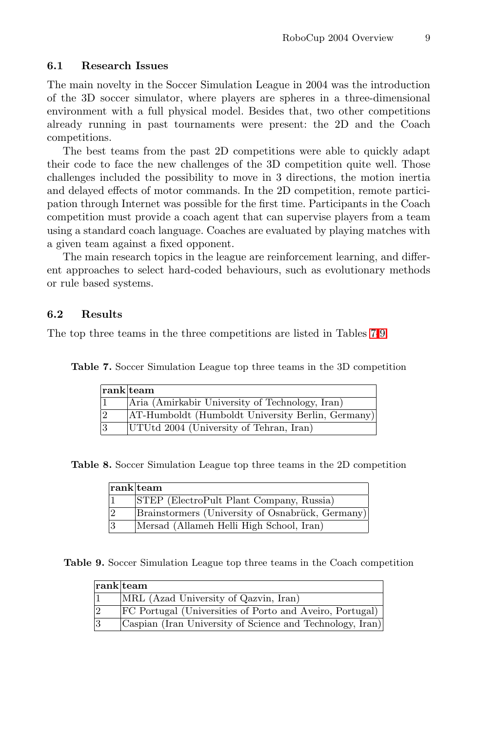### 6.1 Research Issues

The main novelty in the Soccer Simulation League in 2004 was the introduction of the 3D soccer simulator, where players are spheres in a three-dimensional environment with a full physical model. Besides that, two other competitions already running in past tournaments were present: the 2D and the Coach competitions.

The best teams from the past 2D competitions were able to quickly adapt their code to face the new challenges of the 3D competition quite well. Those challenges included the possibility to move in 3 directions, the motion inertia and delayed effects of motor commands. In the 2D competition, remote participation through Internet was possible for the first time. Participants in the Coach competition must provide a coach agent that can supervise players from a team using a standard coach language. Coaches are evaluated by playing matches with a given team against a fixed opponent.

The main research topics in the league are reinforcement learning, and different approaches to select hard-coded behaviours, such as evolutionary methods or rule based systems.

### 6.2 Results

The top three teams in the three competitions are listed in Tables 7-9.

**Table 7.** Soccer Simulation League top three teams in the 3D competition

| rank | team |
|---|---|
| 1 | Aria (Amirkabir University of Technology, Iran) |
| 2 | AT-Humboldt (Humboldt University Berlin, Germany) |
| 3 | UTUtd 2004 (University of Tehran, Iran) |

**Table 8.** Soccer Simulation League top three teams in the 2D competition

| rank | team |
|---|---|
| 1 | STEP (ElectroPult Plant Company, Russia) |
| 2 | Brainstormers (University of Osnabrück, Germany) |
| 3 | Mersad (Allameh Helli High School, Iran) |

**Table 9.** Soccer Simulation League top three teams in the Coach competition

| rank | team |
|---|---|
| 1 | MRL (Azad University of Qazvin, Iran) |
| 2 | FC Portugal (Universities of Porto and Aveiro, Portugal) |
| 3 | Caspian (Iran University of Science and Technology, Iran) |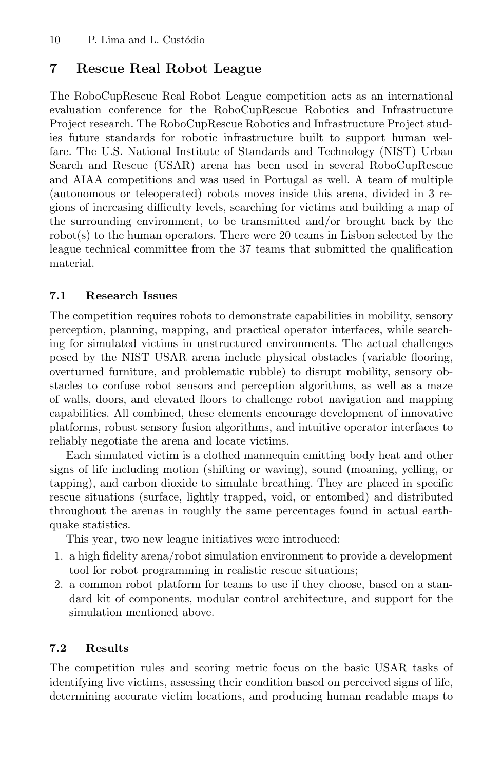## 7 Rescue Real Robot League

The RoboCupRescue Real Robot League competition acts as an international evaluation conference for the RoboCupRescue Robotics and Infrastructure Project research. The RoboCupRescue Robotics and Infrastructure Project studies future standards for robotic infrastructure built to support human welfare. The U.S. National Institute of Standards and Technology (NIST) Urban Search and Rescue (USAR) arena has been used in several RoboCupRescue and AIAA competitions and was used in Portugal as well. A team of multiple (autonomous or teleoperated) robots moves inside this arena, divided in 3 regions of increasing difficulty levels, searching for victims and building a map of the surrounding environment, to be transmitted and/or brought back by the robot(s) to the human operators. There were 20 teams in Lisbon selected by the league technical committee from the 37 teams that submitted the qualification material.

### 7.1 Research Issues

The competition requires robots to demonstrate capabilities in mobility, sensory perception, planning, mapping, and practical operator interfaces, while searching for simulated victims in unstructured environments. The actual challenges posed by the NIST USAR arena include physical obstacles (variable flooring, overturned furniture, and problematic rubble) to disrupt mobility, sensory obstacles to confuse robot sensors and perception algorithms, as well as a maze of walls, doors, and elevated floors to challenge robot navigation and mapping capabilities. All combined, these elements encourage development of innovative platforms, robust sensory fusion algorithms, and intuitive operator interfaces to reliably negotiate the arena and locate victims.

Each simulated victim is a clothed mannequin emitting body heat and other signs of life including motion (shifting or waving), sound (moaning, yelling, or tapping), and carbon dioxide to simulate breathing. They are placed in specific rescue situations (surface, lightly trapped, void, or entombed) and distributed throughout the arenas in roughly the same percentages found in actual earthquake statistics.

This year, two new league initiatives were introduced:

1. a high fidelity arena/robot simulation environment to provide a development tool for robot programming in realistic rescue situations;
2. a common robot platform for teams to use if they choose, based on a standard kit of components, modular control architecture, and support for the simulation mentioned above.

### 7.2 Results

The competition rules and scoring metric focus on the basic USAR tasks of identifying live victims, assessing their condition based on perceived signs of life, determining accurate victim locations, and producing human readable maps to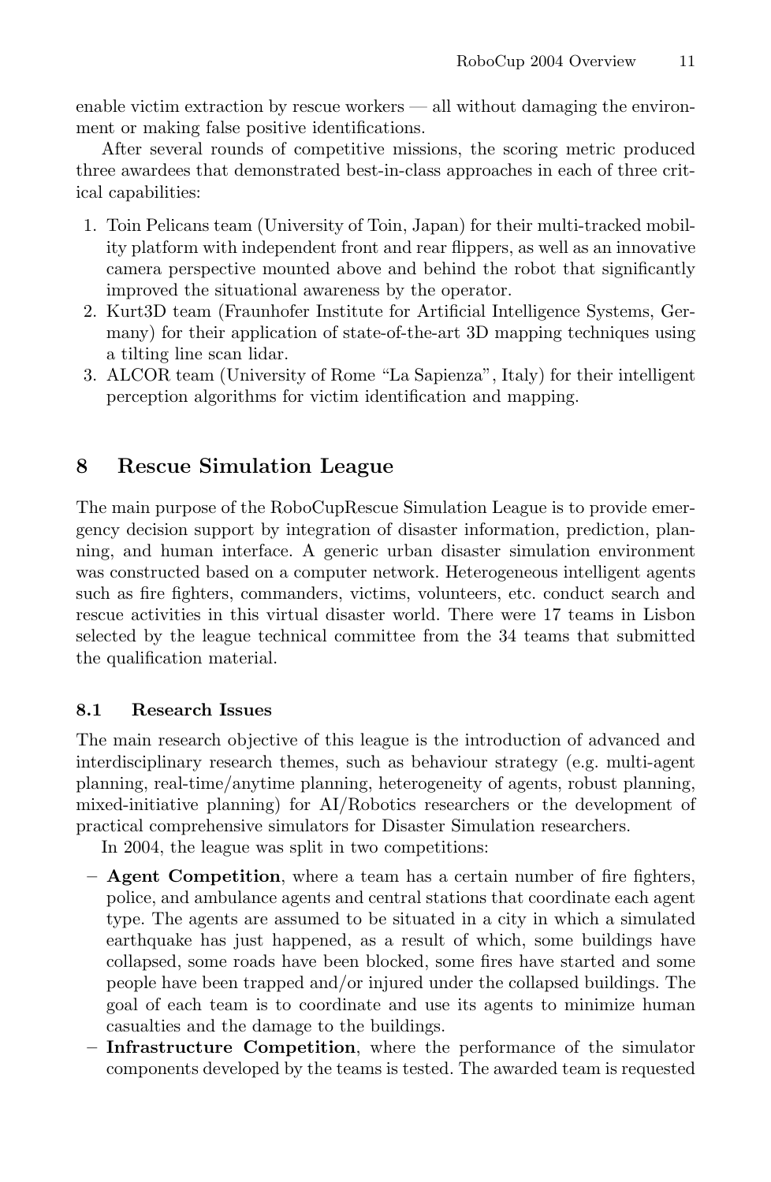enable victim extraction by rescue workers — all without damaging the environment or making false positive identifications.

After several rounds of competitive missions, the scoring metric produced three awardees that demonstrated best-in-class approaches in each of three critical capabilities:

1. Toin Pelicans team (University of Toin, Japan) for their multi-tracked mobility platform with independent front and rear flippers, as well as an innovative camera perspective mounted above and behind the robot that significantly improved the situational awareness by the operator.
2. Kurt3D team (Fraunhofer Institute for Artificial Intelligence Systems, Germany) for their application of state-of-the-art 3D mapping techniques using a tilting line scan lidar.
3. ALCOR team (University of Rome "La Sapienza", Italy) for their intelligent perception algorithms for victim identification and mapping.

## 8 Rescue Simulation League

The main purpose of the RoboCupRescue Simulation League is to provide emergency decision support by integration of disaster information, prediction, planning, and human interface. A generic urban disaster simulation environment was constructed based on a computer network. Heterogeneous intelligent agents such as fire fighters, commanders, victims, volunteers, etc. conduct search and rescue activities in this virtual disaster world. There were 17 teams in Lisbon selected by the league technical committee from the 34 teams that submitted the qualification material.

### 8.1 Research Issues

The main research objective of this league is the introduction of advanced and interdisciplinary research themes, such as behaviour strategy (e.g. multi-agent planning, real-time/anytime planning, heterogeneity of agents, robust planning, mixed-initiative planning) for AI/Robotics researchers or the development of practical comprehensive simulators for Disaster Simulation researchers.

In 2004, the league was split in two competitions:

- **Agent Competition**, where a team has a certain number of fire fighters, police, and ambulance agents and central stations that coordinate each agent type. The agents are assumed to be situated in a city in which a simulated earthquake has just happened, as a result of which, some buildings have collapsed, some roads have been blocked, some fires have started and some people have been trapped and/or injured under the collapsed buildings. The goal of each team is to coordinate and use its agents to minimize human casualties and the damage to the buildings.
- **Infrastructure Competition**, where the performance of the simulator components developed by the teams is tested. The awarded team is requested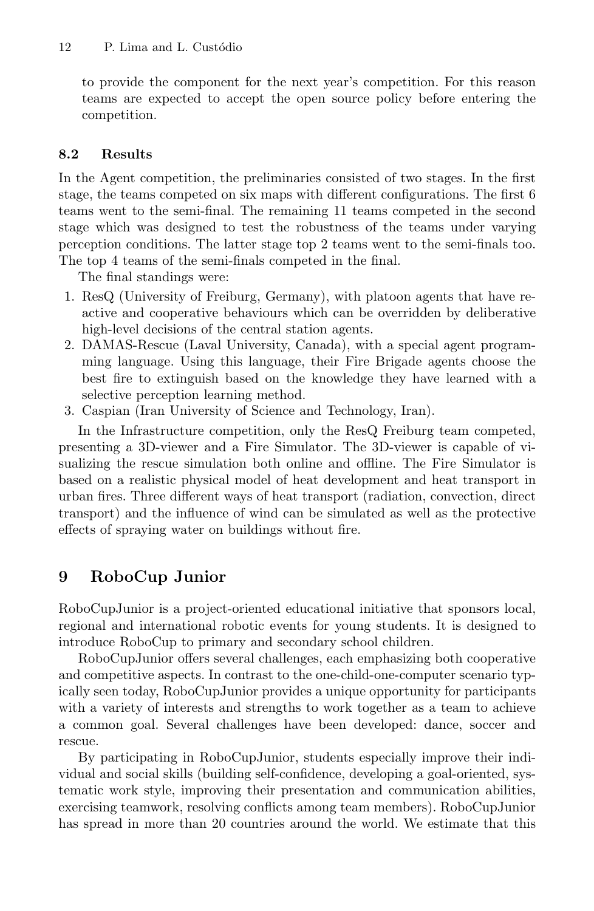to provide the component for the next year's competition. For this reason teams are expected to accept the open source policy before entering the competition.

### 8.2 Results

In the Agent competition, the preliminaries consisted of two stages. In the first stage, the teams competed on six maps with different configurations. The first 6 teams went to the semi-final. The remaining 11 teams competed in the second stage which was designed to test the robustness of the teams under varying perception conditions. The latter stage top 2 teams went to the semi-finals too. The top 4 teams of the semi-finals competed in the final.

The final standings were:

1. ResQ (University of Freiburg, Germany), with platoon agents that have reactive and cooperative behaviours which can be overridden by deliberative high-level decisions of the central station agents.
2. DAMAS-Rescue (Laval University, Canada), with a special agent programming language. Using this language, their Fire Brigade agents choose the best fire to extinguish based on the knowledge they have learned with a selective perception learning method.
3. Caspian (Iran University of Science and Technology, Iran).

In the Infrastructure competition, only the ResQ Freiburg team competed, presenting a 3D-viewer and a Fire Simulator. The 3D-viewer is capable of visualizing the rescue simulation both online and offline. The Fire Simulator is based on a realistic physical model of heat development and heat transport in urban fires. Three different ways of heat transport (radiation, convection, direct transport) and the influence of wind can be simulated as well as the protective effects of spraying water on buildings without fire.

## 9 RoboCup Junior

RoboCupJunior is a project-oriented educational initiative that sponsors local, regional and international robotic events for young students. It is designed to introduce RoboCup to primary and secondary school children.

RoboCupJunior offers several challenges, each emphasizing both cooperative and competitive aspects. In contrast to the one-child-one-computer scenario typically seen today, RoboCupJunior provides a unique opportunity for participants with a variety of interests and strengths to work together as a team to achieve a common goal. Several challenges have been developed: dance, soccer and rescue.

By participating in RoboCupJunior, students especially improve their individual and social skills (building self-confidence, developing a goal-oriented, systematic work style, improving their presentation and communication abilities, exercising teamwork, resolving conflicts among team members). RoboCupJunior has spread in more than 20 countries around the world. We estimate that this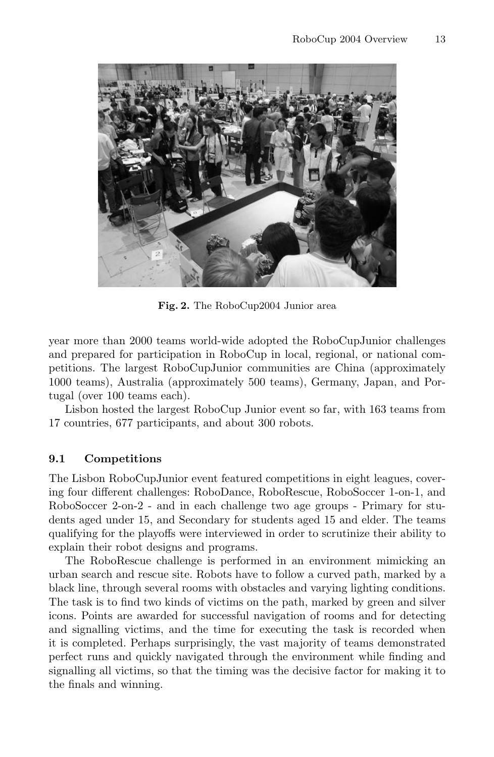Fig. 2. The RoboCup2004 Junior area

year more than 2000 teams world-wide adopted the RoboCupJunior challenges and prepared for participation in RoboCup in local, regional, or national competitions. The largest RoboCupJunior communities are China (approximately 1000 teams), Australia (approximately 500 teams), Germany, Japan, and Portugal (over 100 teams each).

Lisbon hosted the largest RoboCup Junior event so far, with 163 teams from 17 countries, 677 participants, and about 300 robots.

### 9.1 Competitions

The Lisbon RoboCupJunior event featured competitions in eight leagues, covering four different challenges: RoboDance, RoboRescue, RoboSoccer 1-on-1, and RoboSoccer 2-on-2 - and in each challenge two age groups - Primary for students aged under 15, and Secondary for students aged 15 and elder. The teams qualifying for the playoffs were interviewed in order to scrutinize their ability to explain their robot designs and programs.

The RoboRescue challenge is performed in an environment mimicking an urban search and rescue site. Robots have to follow a curved path, marked by a black line, through several rooms with obstacles and varying lighting conditions. The task is to find two kinds of victims on the path, marked by green and silver icons. Points are awarded for successful navigation of rooms and for detecting and signalling victims, and the time for executing the task is recorded when it is completed. Perhaps surprisingly, the vast majority of teams demonstrated perfect runs and quickly navigated through the environment while finding and signalling all victims, so that the timing was the decisive factor for making it to the finals and winning.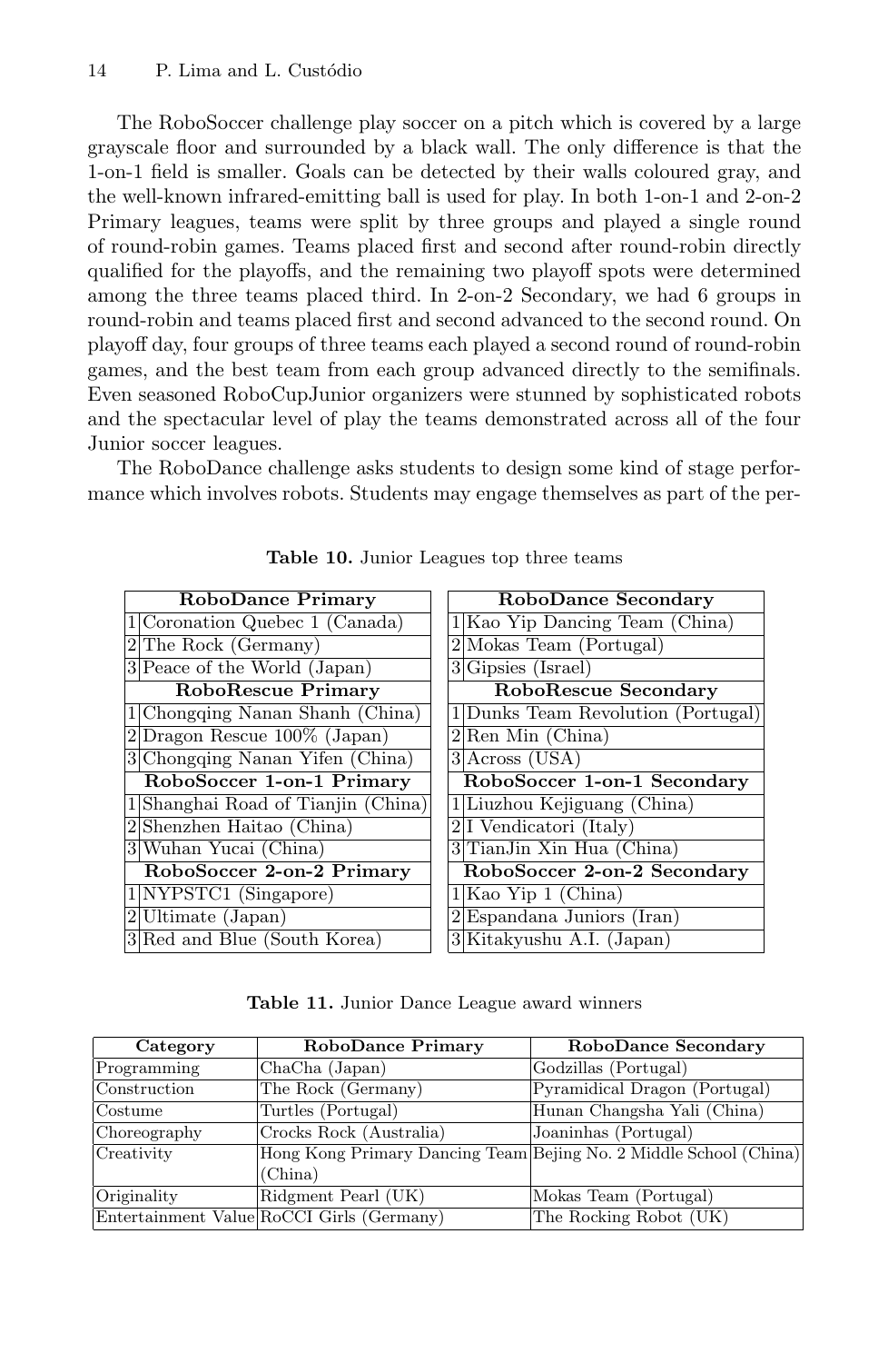The RoboSoccer challenge play soccer on a pitch which is covered by a large grayscale floor and surrounded by a black wall. The only difference is that the 1-on-1 field is smaller. Goals can be detected by their walls coloured gray, and the well-known infrared-emitting ball is used for play. In both 1-on-1 and 2-on-2 Primary leagues, teams were split by three groups and played a single round of round-robin games. Teams placed first and second after round-robin directly qualified for the playoffs, and the remaining two playoff spots were determined among the three teams placed third. In 2-on-2 Secondary, we had 6 groups in round-robin and teams placed first and second advanced to the second round. On playoff day, four groups of three teams each played a second round of round-robin games, and the best team from each group advanced directly to the semifinals. Even seasoned RoboCupJunior organizers were stunned by sophisticated robots and the spectacular level of play the teams demonstrated across all of the four Junior soccer leagues.

The RoboDance challenge asks students to design some kind of stage performance which involves robots. Students may engage themselves as part of the per-

**Table 10.** Junior Leagues top three teams

| | **RoboDance Primary** | | **RoboDance Secondary** |
|---|---|---|---|
| 1 | Coronation Quebec 1 (Canada) | 1 | Kao Yip Dancing Team (China) |
| 2 | The Rock (Germany) | 2 | Mokas Team (Portugal) |
| 3 | Peace of the World (Japan) | 3 | Gipsies (Israel) |
| | **RoboRescue Primary** | | **RoboRescue Secondary** |
| 1 | Chongqing Nanan Shanh (China) | 1 | Dunks Team Revolution (Portugal) |
| 2 | Dragon Rescue 100% (Japan) | 2 | Ren Min (China) |
| 3 | Chongqing Nanan Yifen (China) | 3 | Across (USA) |
| | **RoboSoccer 1-on-1 Primary** | | **RoboSoccer 1-on-1 Secondary** |
| 1 | Shanghai Road of Tianjin (China) | 1 | Liuzhou Kejiguang (China) |
| 2 | Shenzhen Haitao (China) | 2 | I Vendicatori (Italy) |
| 3 | Wuhan Yucai (China) | 3 | TianJin Xin Hua (China) |
| | **RoboSoccer 2-on-2 Primary** | | **RoboSoccer 2-on-2 Secondary** |
| 1 | NYPSTC1 (Singapore) | 1 | Kao Yip 1 (China) |
| 2 | Ultimate (Japan) | 2 | Espandana Juniors (Iran) |
| 3 | Red and Blue (South Korea) | 3 | Kitakyushu A.I. (Japan) |

**Table 11.** Junior Dance League award winners

| Category | RoboDance Primary | RoboDance Secondary |
|---|---|---|
| Programming | ChaCha (Japan) | Godzillas (Portugal) |
| Construction | The Rock (Germany) | Pyramidical Dragon (Portugal) |
| Costume | Turtles (Portugal) | Hunan Changsha Yali (China) |
| Choreography | Crocks Rock (Australia) | Joaninhas (Portugal) |
| Creativity | Hong Kong Primary Dancing Team (China) | Bejing No. 2 Middle School (China) |
| Originality | Ridgment Pearl (UK) | Mokas Team (Portugal) |
| Entertainment Value | RoCCI Girls (Germany) | The Rocking Robot (UK) |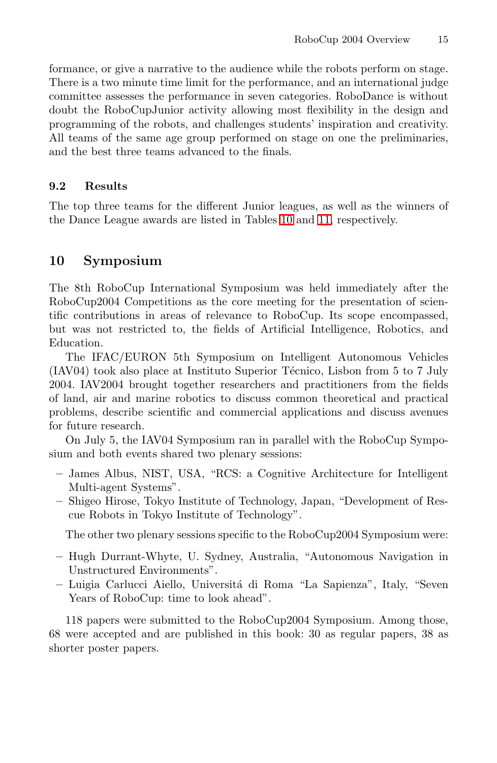formance, or give a narrative to the audience while the robots perform on stage. There is a two minute time limit for the performance, and an international judge committee assesses the performance in seven categories. RoboDance is without doubt the RoboCupJunior activity allowing most flexibility in the design and programming of the robots, and challenges students' inspiration and creativity. All teams of the same age group performed on stage on one the preliminaries, and the best three teams advanced to the finals.

### 9.2 Results

The top three teams for the different Junior leagues, as well as the winners of the Dance League awards are listed in Tables 10 and 11, respectively.

## 10 Symposium

The 8th RoboCup International Symposium was held immediately after the RoboCup2004 Competitions as the core meeting for the presentation of scientific contributions in areas of relevance to RoboCup. Its scope encompassed, but was not restricted to, the fields of Artificial Intelligence, Robotics, and Education.

The IFAC/EURON 5th Symposium on Intelligent Autonomous Vehicles (IAV04) took also place at Instituto Superior Técnico, Lisbon from 5 to 7 July 2004. IAV2004 brought together researchers and practitioners from the fields of land, air and marine robotics to discuss common theoretical and practical problems, describe scientific and commercial applications and discuss avenues for future research.

On July 5, the IAV04 Symposium ran in parallel with the RoboCup Symposium and both events shared two plenary sessions:

- James Albus, NIST, USA, "RCS: a Cognitive Architecture for Intelligent Multi-agent Systems".
- Shigeo Hirose, Tokyo Institute of Technology, Japan, "Development of Rescue Robots in Tokyo Institute of Technology".

The other two plenary sessions specific to the RoboCup2004 Symposium were:

- Hugh Durrant-Whyte, U. Sydney, Australia, "Autonomous Navigation in Unstructured Environments".
- Luigia Carlucci Aiello, Universitá di Roma "La Sapienza", Italy, "Seven Years of RoboCup: time to look ahead".

118 papers were submitted to the RoboCup2004 Symposium. Among those, 68 were accepted and are published in this book: 30 as regular papers, 38 as shorter poster papers.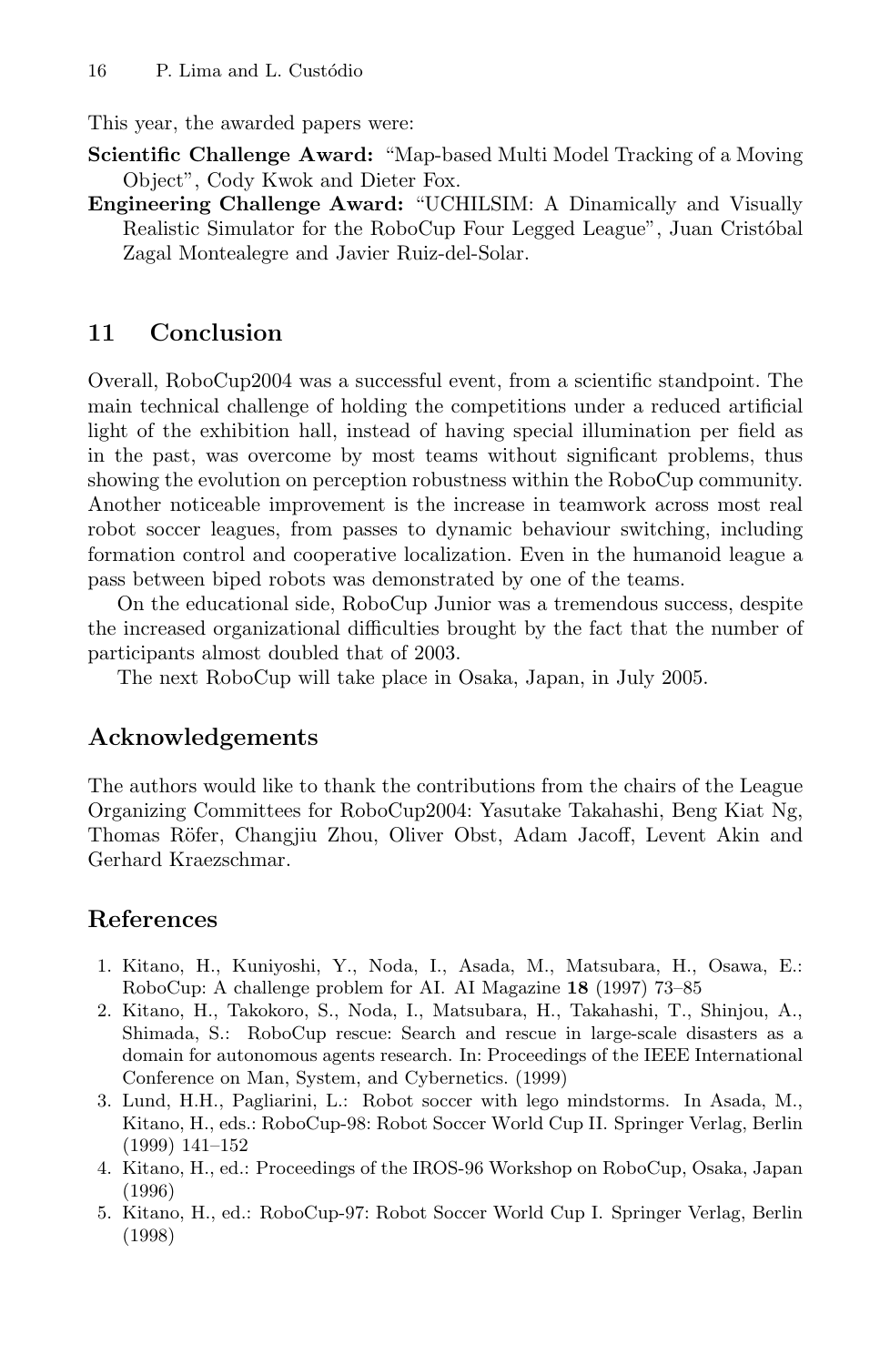This year, the awarded papers were:

**Scientific Challenge Award:** "Map-based Multi Model Tracking of a Moving Object", Cody Kwok and Dieter Fox.

**Engineering Challenge Award:** "UCHILSIM: A Dinamically and Visually Realistic Simulator for the RoboCup Four Legged League", Juan Cristóbal Zagal Montealegre and Javier Ruiz-del-Solar.

## 11 Conclusion

Overall, RoboCup2004 was a successful event, from a scientific standpoint. The main technical challenge of holding the competitions under a reduced artificial light of the exhibition hall, instead of having special illumination per field as in the past, was overcome by most teams without significant problems, thus showing the evolution on perception robustness within the RoboCup community. Another noticeable improvement is the increase in teamwork across most real robot soccer leagues, from passes to dynamic behaviour switching, including formation control and cooperative localization. Even in the humanoid league a pass between biped robots was demonstrated by one of the teams.

On the educational side, RoboCup Junior was a tremendous success, despite the increased organizational difficulties brought by the fact that the number of participants almost doubled that of 2003.

The next RoboCup will take place in Osaka, Japan, in July 2005.

## Acknowledgements

The authors would like to thank the contributions from the chairs of the League Organizing Committees for RoboCup2004: Yasutake Takahashi, Beng Kiat Ng, Thomas Röfer, Changjiu Zhou, Oliver Obst, Adam Jacoff, Levent Akin and Gerhard Kraezschmar.

## References

1. Kitano, H., Kuniyoshi, Y., Noda, I., Asada, M., Matsubara, H., Osawa, E.: RoboCup: A challenge problem for AI. AI Magazine **18** (1997) 73–85
2. Kitano, H., Takokoro, S., Noda, I., Matsubara, H., Takahashi, T., Shinjou, A., Shimada, S.: RoboCup rescue: Search and rescue in large-scale disasters as a domain for autonomous agents research. In: Proceedings of the IEEE International Conference on Man, System, and Cybernetics. (1999)
3. Lund, H.H., Pagliarini, L.: Robot soccer with lego mindstorms. In Asada, M., Kitano, H., eds.: RoboCup-98: Robot Soccer World Cup II. Springer Verlag, Berlin (1999) 141–152
4. Kitano, H., ed.: Proceedings of the IROS-96 Workshop on RoboCup, Osaka, Japan (1996)
5. Kitano, H., ed.: RoboCup-97: Robot Soccer World Cup I. Springer Verlag, Berlin (1998)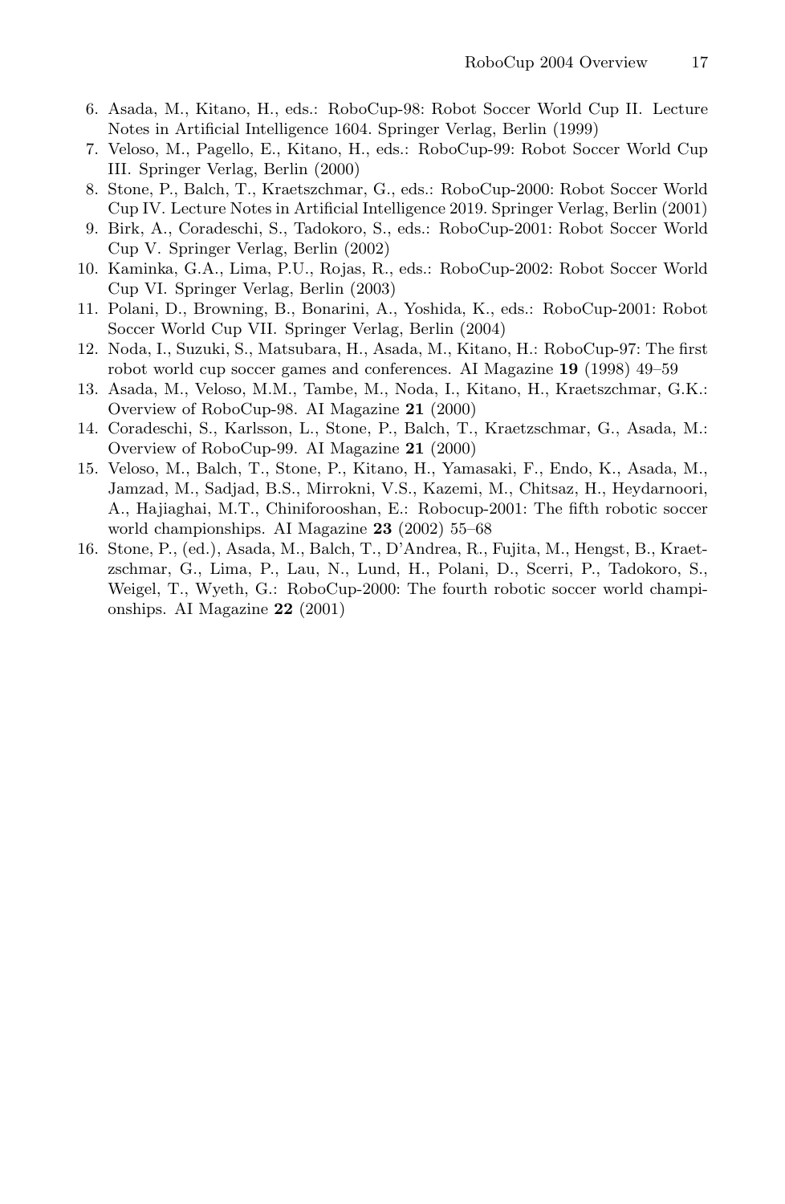6. Asada, M., Kitano, H., eds.: RoboCup-98: Robot Soccer World Cup II. Lecture Notes in Artificial Intelligence 1604. Springer Verlag, Berlin (1999)
7. Veloso, M., Pagello, E., Kitano, H., eds.: RoboCup-99: Robot Soccer World Cup III. Springer Verlag, Berlin (2000)
8. Stone, P., Balch, T., Kraetszchmar, G., eds.: RoboCup-2000: Robot Soccer World Cup IV. Lecture Notes in Artificial Intelligence 2019. Springer Verlag, Berlin (2001)
9. Birk, A., Coradeschi, S., Tadokoro, S., eds.: RoboCup-2001: Robot Soccer World Cup V. Springer Verlag, Berlin (2002)
10. Kaminka, G.A., Lima, P.U., Rojas, R., eds.: RoboCup-2002: Robot Soccer World Cup VI. Springer Verlag, Berlin (2003)
11. Polani, D., Browning, B., Bonarini, A., Yoshida, K., eds.: RoboCup-2001: Robot Soccer World Cup VII. Springer Verlag, Berlin (2004)
12. Noda, I., Suzuki, S., Matsubara, H., Asada, M., Kitano, H.: RoboCup-97: The first robot world cup soccer games and conferences. AI Magazine **19** (1998) 49–59
13. Asada, M., Veloso, M.M., Tambe, M., Noda, I., Kitano, H., Kraetszchmar, G.K.: Overview of RoboCup-98. AI Magazine **21** (2000)
14. Coradeschi, S., Karlsson, L., Stone, P., Balch, T., Kraetzschmar, G., Asada, M.: Overview of RoboCup-99. AI Magazine **21** (2000)
15. Veloso, M., Balch, T., Stone, P., Kitano, H., Yamasaki, F., Endo, K., Asada, M., Jamzad, M., Sadjad, B.S., Mirrokni, V.S., Kazemi, M., Chitsaz, H., Heydarnoori, A., Hajiaghai, M.T., Chiniforooshan, E.: Robocup-2001: The fifth robotic soccer world championships. AI Magazine **23** (2002) 55–68
16. Stone, P., (ed.), Asada, M., Balch, T., D'Andrea, R., Fujita, M., Hengst, B., Kraetzschmar, G., Lima, P., Lau, N., Lund, H., Polani, D., Scerri, P., Tadokoro, S., Weigel, T., Wyeth, G.: RoboCup-2000: The fourth robotic soccer world championships. AI Magazine **22** (2001)